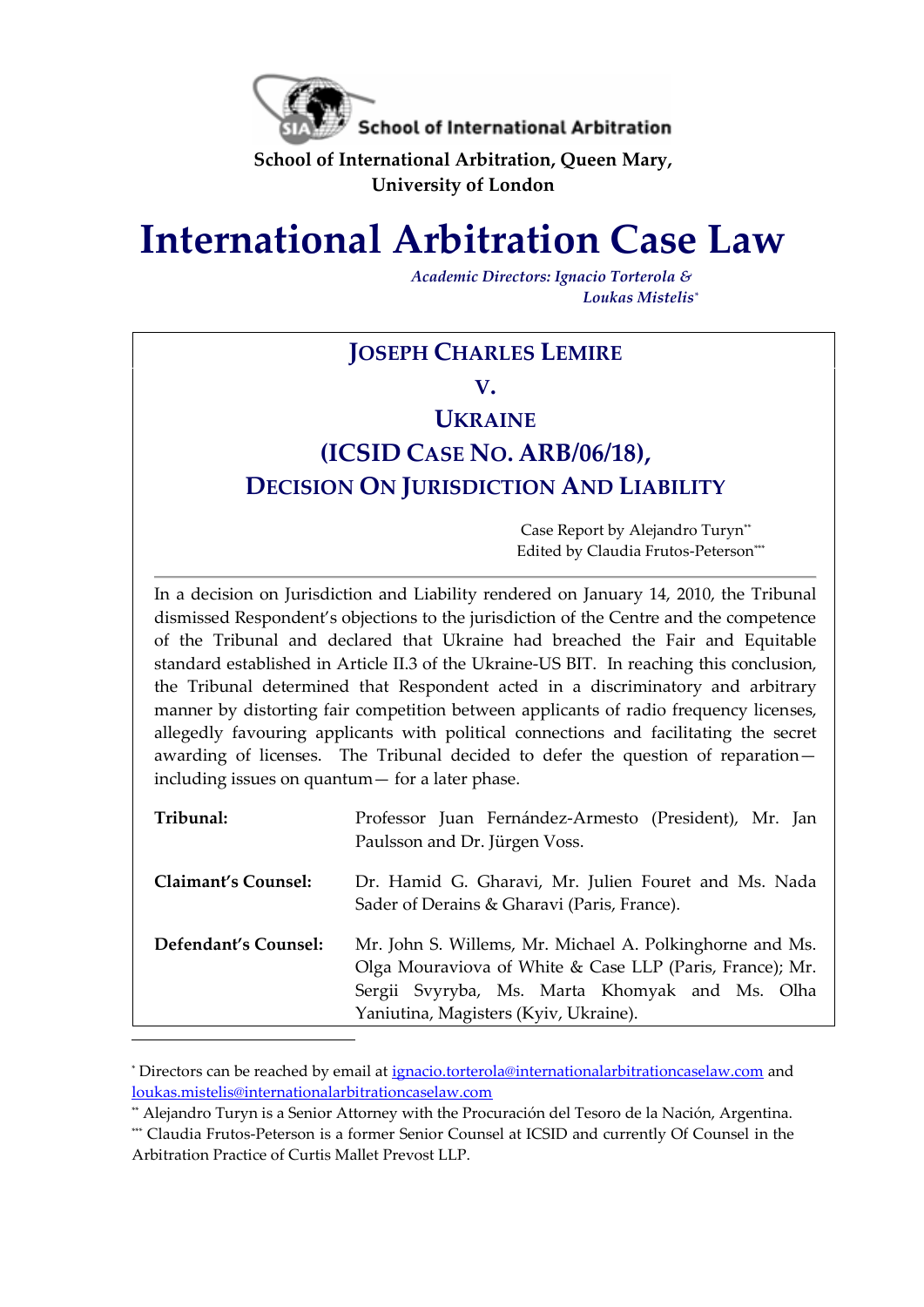School of International Arbitration

**School of International Arbitration, Queen Mary, University of London**

# International Arbitration Case Law

*Academic Directors: Ignacio Torterola & Loukas Mistelis*[*]

## JOSEPH CHARLES LEMIRE

## V.

## UKRAINE

## (ICSID CASE NO. ARB/06/18),

## DECISION ON JURISDICTION AND LIABILITY

Case Report by Alejandro Turyn[**]

Edited by Claudia Frutos-Peterson[***]

---

In a decision on Jurisdiction and Liability rendered on January 14, 2010, the Tribunal dismissed Respondent's objections to the jurisdiction of the Centre and the competence of the Tribunal and declared that Ukraine had breached the Fair and Equitable standard established in Article II.3 of the Ukraine-US BIT. In reaching this conclusion, the Tribunal determined that Respondent acted in a discriminatory and arbitrary manner by distorting fair competition between applicants of radio frequency licenses, allegedly favouring applicants with political connections and facilitating the secret awarding of licenses. The Tribunal decided to defer the question of reparation—including issues on quantum— for a later phase.

| | |
|---|---|
| **Tribunal:** | Professor Juan Fernández-Armesto (President), Mr. Jan Paulsson and Dr. Jürgen Voss. |
| **Claimant's Counsel:** | Dr. Hamid G. Gharavi, Mr. Julien Fouret and Ms. Nada Sader of Derains & Gharavi (Paris, France). |
| **Defendant's Counsel:** | Mr. John S. Willems, Mr. Michael A. Polkinghorne and Ms. Olga Mouraviova of White & Case LLP (Paris, France); Mr. Sergii Svyryba, Ms. Marta Khomyak and Ms. Olha Yaniutina, Magisters (Kyiv, Ukraine). |

---

[*] Directors can be reached by email at ignacio.torterola@internationalarbitrationcaselaw.com and loukas.mistelis@internationalarbitrationcaselaw.com

[**] Alejandro Turyn is a Senior Attorney with the Procuración del Tesoro de la Nación, Argentina.

[***] Claudia Frutos-Peterson is a former Senior Counsel at ICSID and currently Of Counsel in the Arbitration Practice of Curtis Mallet Prevost LLP.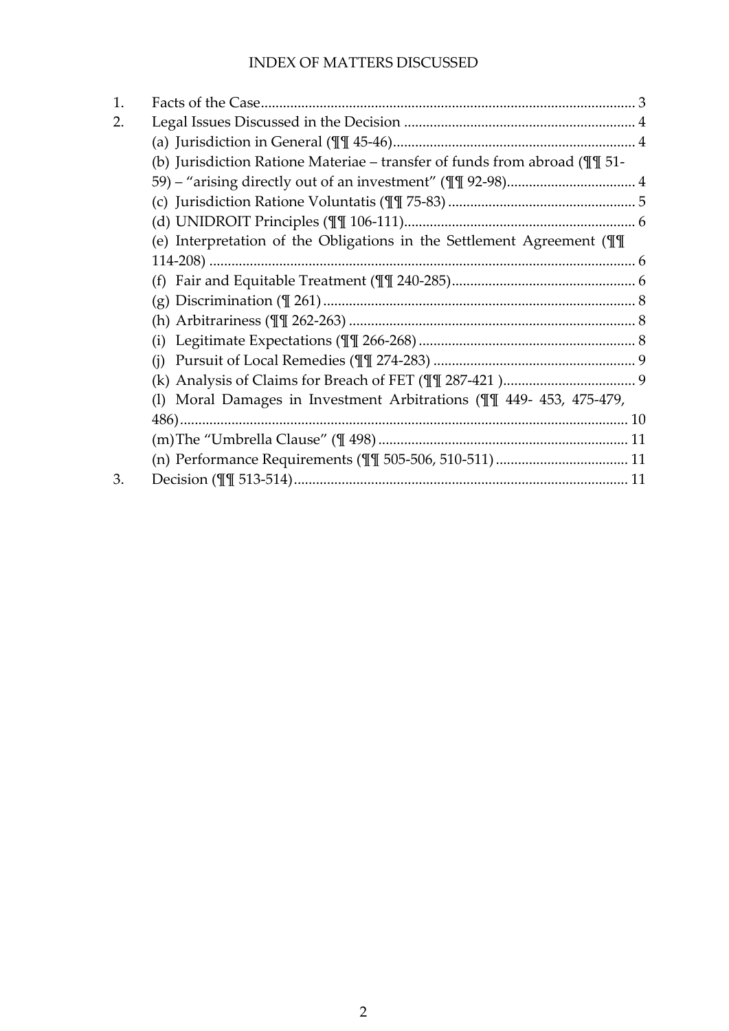INDEX OF MATTERS DISCUSSED

1. Facts of the Case ..... 3
2. Legal Issues Discussed in the Decision ..... 4
   - (a) Jurisdiction in General (¶¶ 45-46) ..... 4
   - (b) Jurisdiction Ratione Materiae – transfer of funds from abroad (¶¶ 51-59) – "arising directly out of an investment" (¶¶ 92-98) ..... 4
   - (c) Jurisdiction Ratione Voluntatis (¶¶ 75-83) ..... 5
   - (d) UNIDROIT Principles (¶¶ 106-111) ..... 6
   - (e) Interpretation of the Obligations in the Settlement Agreement (¶¶ 114-208) ..... 6
   - (f) Fair and Equitable Treatment (¶¶ 240-285) ..... 6
   - (g) Discrimination (¶ 261) ..... 8
   - (h) Arbitrariness (¶¶ 262-263) ..... 8
   - (i) Legitimate Expectations (¶¶ 266-268) ..... 8
   - (j) Pursuit of Local Remedies (¶¶ 274-283) ..... 9
   - (k) Analysis of Claims for Breach of FET (¶¶ 287-421 ) ..... 9
   - (l) Moral Damages in Investment Arbitrations (¶¶ 449- 453, 475-479, 486) ..... 10
   - (m) The "Umbrella Clause" (¶ 498) ..... 11
   - (n) Performance Requirements (¶¶ 505-506, 510-511) ..... 11
3. Decision (¶¶ 513-514) ..... 11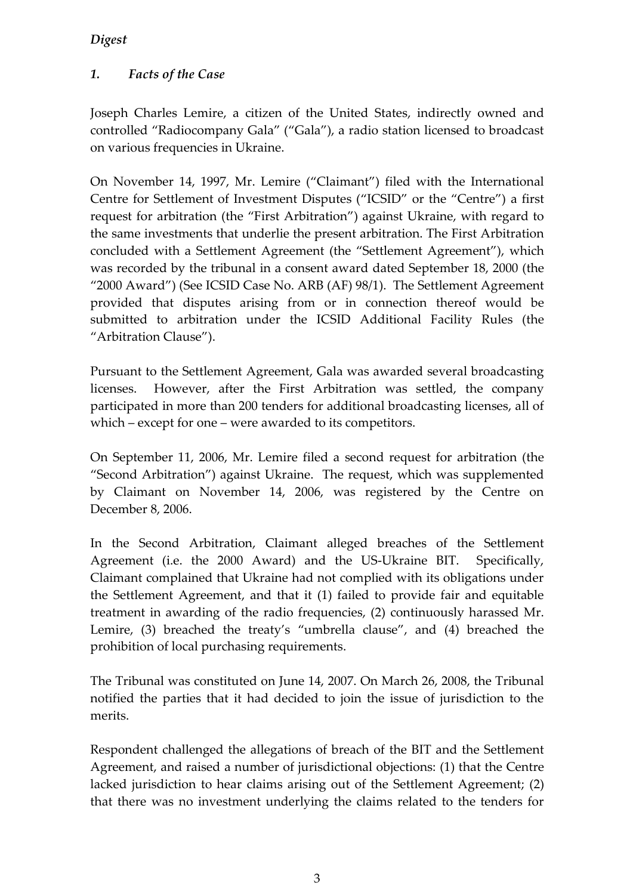*Digest*

## *1. Facts of the Case*

Joseph Charles Lemire, a citizen of the United States, indirectly owned and controlled "Radiocompany Gala" ("Gala"), a radio station licensed to broadcast on various frequencies in Ukraine.

On November 14, 1997, Mr. Lemire ("Claimant") filed with the International Centre for Settlement of Investment Disputes ("ICSID" or the "Centre") a first request for arbitration (the "First Arbitration") against Ukraine, with regard to the same investments that underlie the present arbitration. The First Arbitration concluded with a Settlement Agreement (the "Settlement Agreement"), which was recorded by the tribunal in a consent award dated September 18, 2000 (the "2000 Award") (See ICSID Case No. ARB (AF) 98/1). The Settlement Agreement provided that disputes arising from or in connection thereof would be submitted to arbitration under the ICSID Additional Facility Rules (the "Arbitration Clause").

Pursuant to the Settlement Agreement, Gala was awarded several broadcasting licenses. However, after the First Arbitration was settled, the company participated in more than 200 tenders for additional broadcasting licenses, all of which – except for one – were awarded to its competitors.

On September 11, 2006, Mr. Lemire filed a second request for arbitration (the "Second Arbitration") against Ukraine. The request, which was supplemented by Claimant on November 14, 2006, was registered by the Centre on December 8, 2006.

In the Second Arbitration, Claimant alleged breaches of the Settlement Agreement (i.e. the 2000 Award) and the US-Ukraine BIT. Specifically, Claimant complained that Ukraine had not complied with its obligations under the Settlement Agreement, and that it (1) failed to provide fair and equitable treatment in awarding of the radio frequencies, (2) continuously harassed Mr. Lemire, (3) breached the treaty's "umbrella clause", and (4) breached the prohibition of local purchasing requirements.

The Tribunal was constituted on June 14, 2007. On March 26, 2008, the Tribunal notified the parties that it had decided to join the issue of jurisdiction to the merits.

Respondent challenged the allegations of breach of the BIT and the Settlement Agreement, and raised a number of jurisdictional objections: (1) that the Centre lacked jurisdiction to hear claims arising out of the Settlement Agreement; (2) that there was no investment underlying the claims related to the tenders for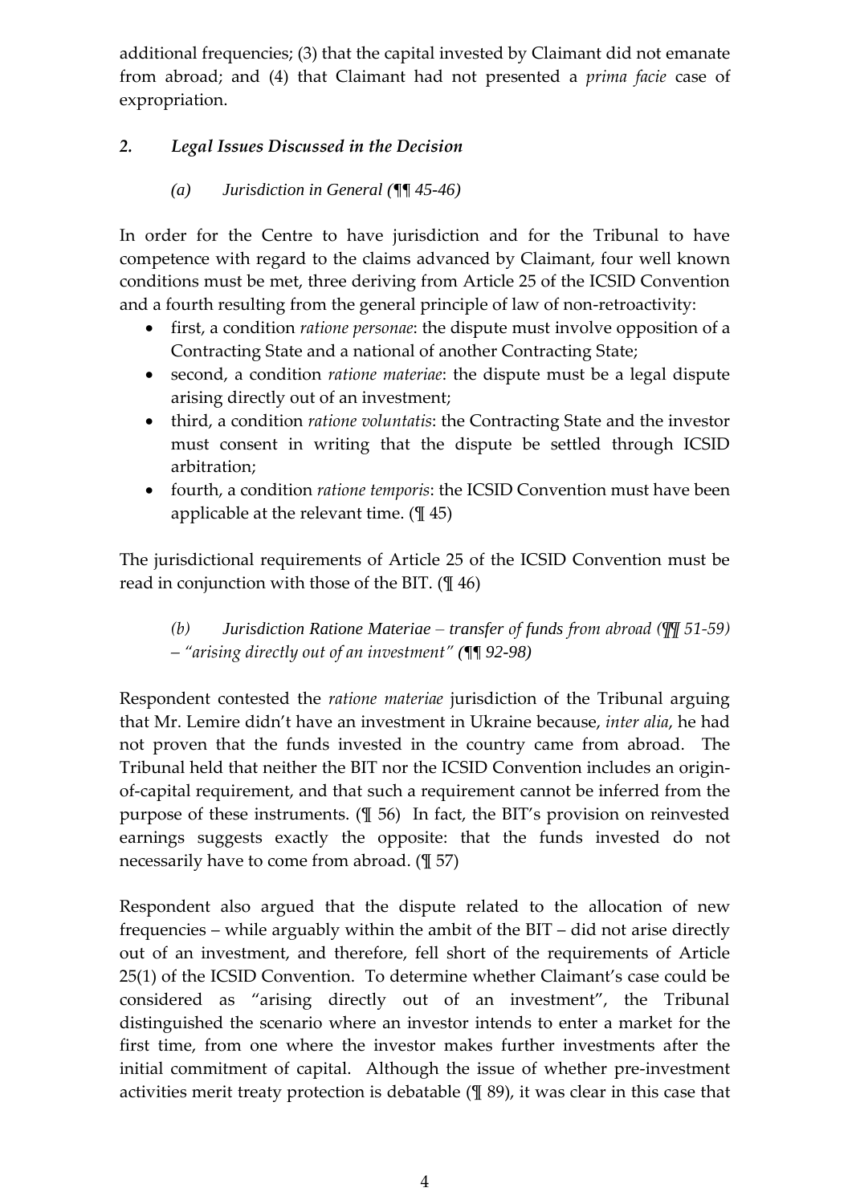additional frequencies; (3) that the capital invested by Claimant did not emanate from abroad; and (4) that Claimant had not presented a *prima facie* case of expropriation.

## *2. Legal Issues Discussed in the Decision*

### *(a) Jurisdiction in General (¶¶ 45-46)*

In order for the Centre to have jurisdiction and for the Tribunal to have competence with regard to the claims advanced by Claimant, four well known conditions must be met, three deriving from Article 25 of the ICSID Convention and a fourth resulting from the general principle of law of non-retroactivity:

- first, a condition *ratione personae*: the dispute must involve opposition of a Contracting State and a national of another Contracting State;
- second, a condition *ratione materiae*: the dispute must be a legal dispute arising directly out of an investment;
- third, a condition *ratione voluntatis*: the Contracting State and the investor must consent in writing that the dispute be settled through ICSID arbitration;
- fourth, a condition *ratione temporis*: the ICSID Convention must have been applicable at the relevant time. (¶ 45)

The jurisdictional requirements of Article 25 of the ICSID Convention must be read in conjunction with those of the BIT. (¶ 46)

### *(b) Jurisdiction Ratione Materiae – transfer of funds from abroad (¶¶ 51-59) – "arising directly out of an investment" (¶¶ 92-98)*

Respondent contested the *ratione materiae* jurisdiction of the Tribunal arguing that Mr. Lemire didn't have an investment in Ukraine because, *inter alia*, he had not proven that the funds invested in the country came from abroad. The Tribunal held that neither the BIT nor the ICSID Convention includes an origin-of-capital requirement, and that such a requirement cannot be inferred from the purpose of these instruments. (¶ 56) In fact, the BIT's provision on reinvested earnings suggests exactly the opposite: that the funds invested do not necessarily have to come from abroad. (¶ 57)

Respondent also argued that the dispute related to the allocation of new frequencies – while arguably within the ambit of the BIT – did not arise directly out of an investment, and therefore, fell short of the requirements of Article 25(1) of the ICSID Convention. To determine whether Claimant's case could be considered as "arising directly out of an investment", the Tribunal distinguished the scenario where an investor intends to enter a market for the first time, from one where the investor makes further investments after the initial commitment of capital. Although the issue of whether pre-investment activities merit treaty protection is debatable (¶ 89), it was clear in this case that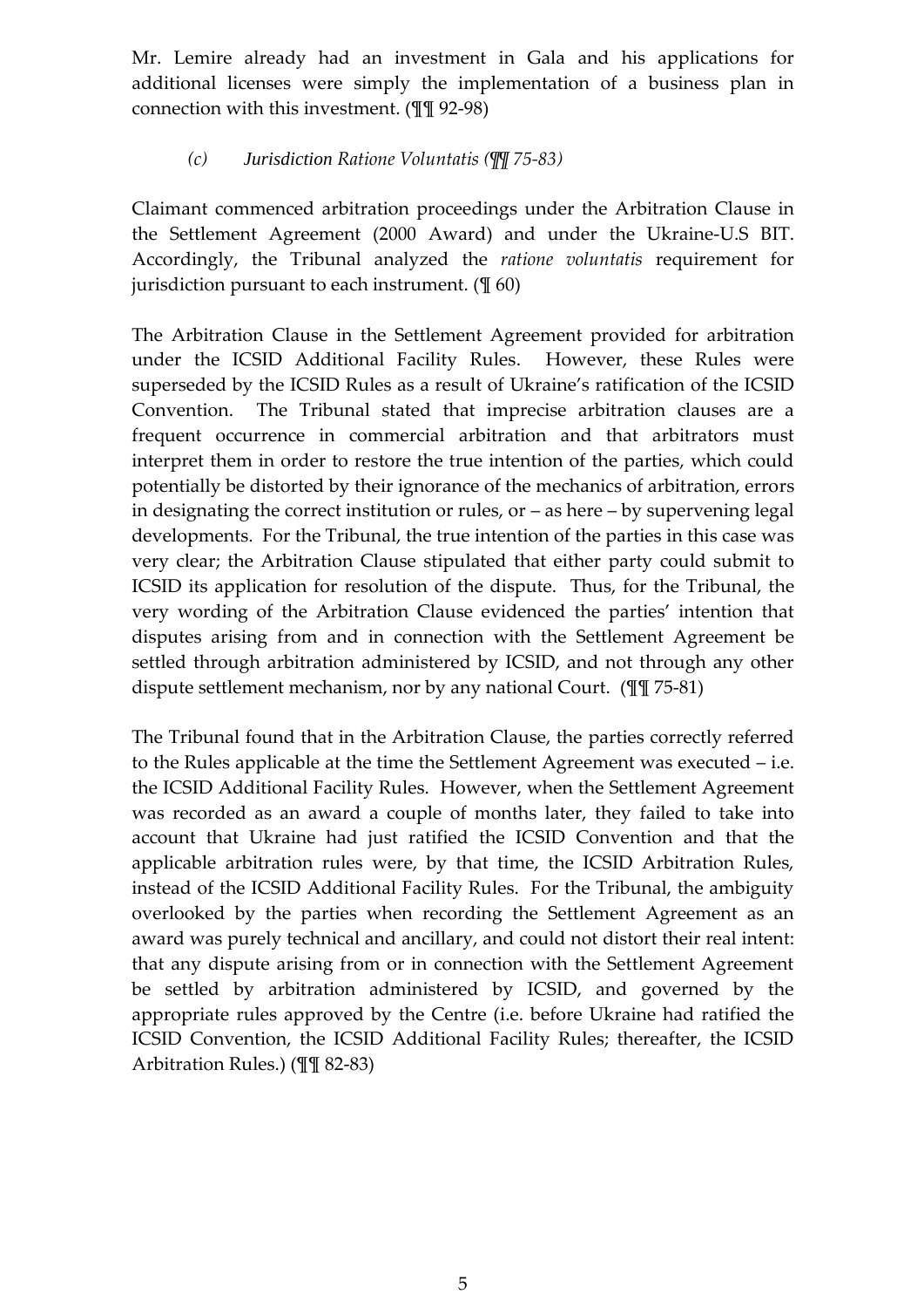Mr. Lemire already had an investment in Gala and his applications for additional licenses were simply the implementation of a business plan in connection with this investment. (¶¶ 92-98)

#### *(c) Jurisdiction Ratione Voluntatis (¶¶ 75-83)*

Claimant commenced arbitration proceedings under the Arbitration Clause in the Settlement Agreement (2000 Award) and under the Ukraine-U.S BIT. Accordingly, the Tribunal analyzed the *ratione voluntatis* requirement for jurisdiction pursuant to each instrument. (¶ 60)

The Arbitration Clause in the Settlement Agreement provided for arbitration under the ICSID Additional Facility Rules. However, these Rules were superseded by the ICSID Rules as a result of Ukraine's ratification of the ICSID Convention. The Tribunal stated that imprecise arbitration clauses are a frequent occurrence in commercial arbitration and that arbitrators must interpret them in order to restore the true intention of the parties, which could potentially be distorted by their ignorance of the mechanics of arbitration, errors in designating the correct institution or rules, or – as here – by supervening legal developments. For the Tribunal, the true intention of the parties in this case was very clear; the Arbitration Clause stipulated that either party could submit to ICSID its application for resolution of the dispute. Thus, for the Tribunal, the very wording of the Arbitration Clause evidenced the parties' intention that disputes arising from and in connection with the Settlement Agreement be settled through arbitration administered by ICSID, and not through any other dispute settlement mechanism, nor by any national Court. (¶¶ 75-81)

The Tribunal found that in the Arbitration Clause, the parties correctly referred to the Rules applicable at the time the Settlement Agreement was executed – i.e. the ICSID Additional Facility Rules. However, when the Settlement Agreement was recorded as an award a couple of months later, they failed to take into account that Ukraine had just ratified the ICSID Convention and that the applicable arbitration rules were, by that time, the ICSID Arbitration Rules, instead of the ICSID Additional Facility Rules. For the Tribunal, the ambiguity overlooked by the parties when recording the Settlement Agreement as an award was purely technical and ancillary, and could not distort their real intent: that any dispute arising from or in connection with the Settlement Agreement be settled by arbitration administered by ICSID, and governed by the appropriate rules approved by the Centre (i.e. before Ukraine had ratified the ICSID Convention, the ICSID Additional Facility Rules; thereafter, the ICSID Arbitration Rules.) (¶¶ 82-83)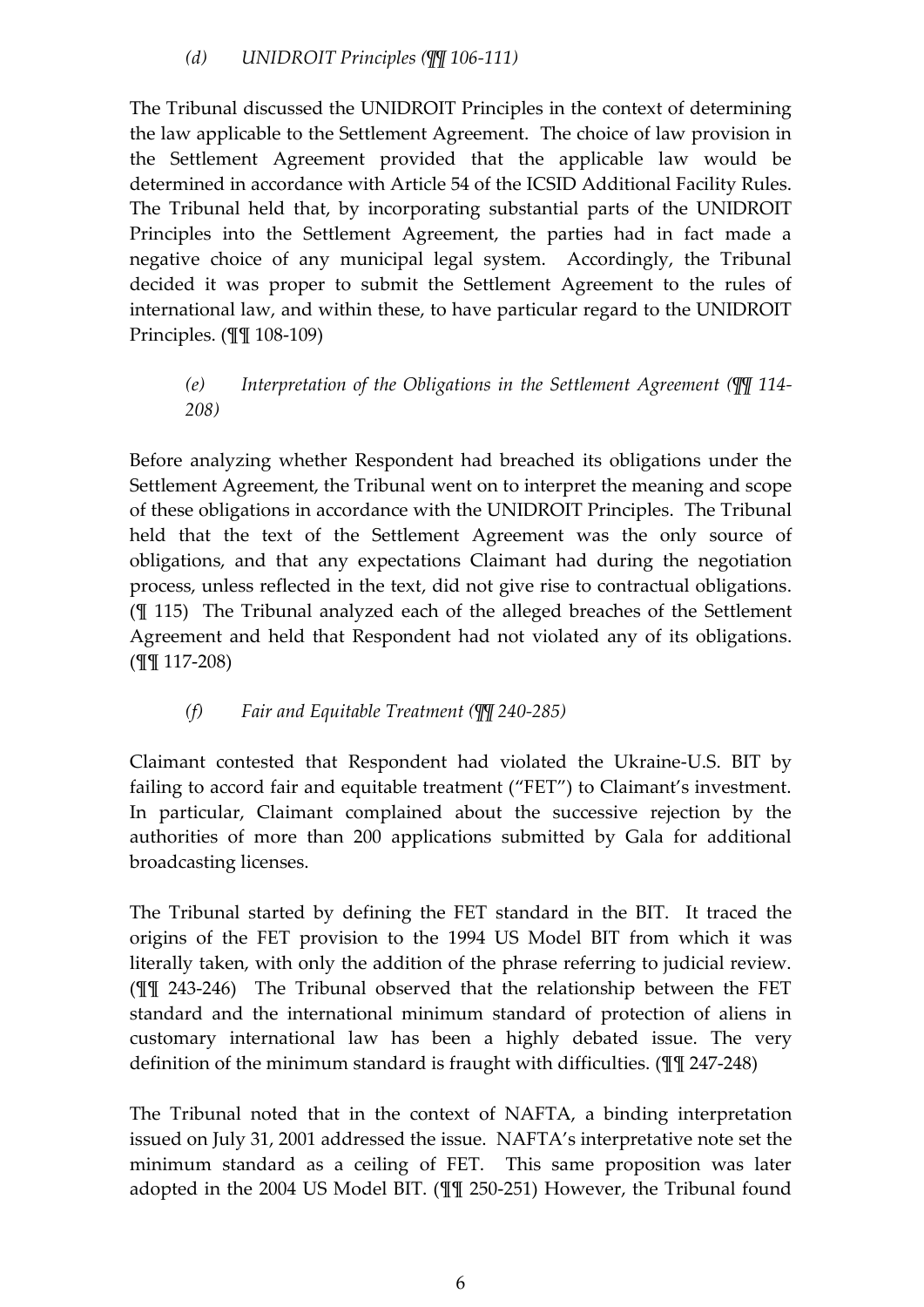### *(d) UNIDROIT Principles (¶¶ 106-111)*

The Tribunal discussed the UNIDROIT Principles in the context of determining the law applicable to the Settlement Agreement. The choice of law provision in the Settlement Agreement provided that the applicable law would be determined in accordance with Article 54 of the ICSID Additional Facility Rules. The Tribunal held that, by incorporating substantial parts of the UNIDROIT Principles into the Settlement Agreement, the parties had in fact made a negative choice of any municipal legal system. Accordingly, the Tribunal decided it was proper to submit the Settlement Agreement to the rules of international law, and within these, to have particular regard to the UNIDROIT Principles. (¶¶ 108-109)

### *(e) Interpretation of the Obligations in the Settlement Agreement (¶¶ 114-208)*

Before analyzing whether Respondent had breached its obligations under the Settlement Agreement, the Tribunal went on to interpret the meaning and scope of these obligations in accordance with the UNIDROIT Principles. The Tribunal held that the text of the Settlement Agreement was the only source of obligations, and that any expectations Claimant had during the negotiation process, unless reflected in the text, did not give rise to contractual obligations. (¶ 115) The Tribunal analyzed each of the alleged breaches of the Settlement Agreement and held that Respondent had not violated any of its obligations. (¶¶ 117-208)

### *(f) Fair and Equitable Treatment (¶¶ 240-285)*

Claimant contested that Respondent had violated the Ukraine-U.S. BIT by failing to accord fair and equitable treatment ("FET") to Claimant's investment. In particular, Claimant complained about the successive rejection by the authorities of more than 200 applications submitted by Gala for additional broadcasting licenses.

The Tribunal started by defining the FET standard in the BIT. It traced the origins of the FET provision to the 1994 US Model BIT from which it was literally taken, with only the addition of the phrase referring to judicial review. (¶¶ 243-246) The Tribunal observed that the relationship between the FET standard and the international minimum standard of protection of aliens in customary international law has been a highly debated issue. The very definition of the minimum standard is fraught with difficulties. (¶¶ 247-248)

The Tribunal noted that in the context of NAFTA, a binding interpretation issued on July 31, 2001 addressed the issue. NAFTA's interpretative note set the minimum standard as a ceiling of FET. This same proposition was later adopted in the 2004 US Model BIT. (¶¶ 250-251) However, the Tribunal found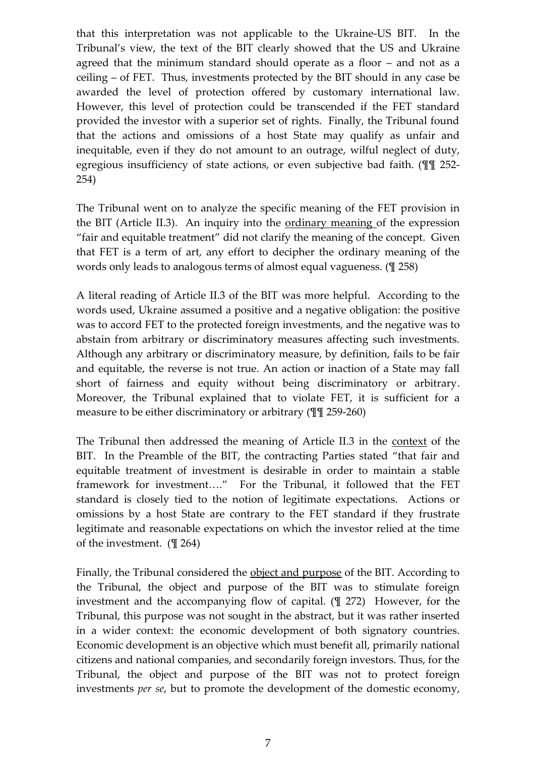that this interpretation was not applicable to the Ukraine-US BIT. In the Tribunal's view, the text of the BIT clearly showed that the US and Ukraine agreed that the minimum standard should operate as a floor – and not as a ceiling – of FET. Thus, investments protected by the BIT should in any case be awarded the level of protection offered by customary international law. However, this level of protection could be transcended if the FET standard provided the investor with a superior set of rights. Finally, the Tribunal found that the actions and omissions of a host State may qualify as unfair and inequitable, even if they do not amount to an outrage, wilful neglect of duty, egregious insufficiency of state actions, or even subjective bad faith. (¶¶ 252-254)

The Tribunal went on to analyze the specific meaning of the FET provision in the BIT (Article II.3). An inquiry into the <u>ordinary meaning</u> of the expression "fair and equitable treatment" did not clarify the meaning of the concept. Given that FET is a term of art, any effort to decipher the ordinary meaning of the words only leads to analogous terms of almost equal vagueness. (¶ 258)

A literal reading of Article II.3 of the BIT was more helpful. According to the words used, Ukraine assumed a positive and a negative obligation: the positive was to accord FET to the protected foreign investments, and the negative was to abstain from arbitrary or discriminatory measures affecting such investments. Although any arbitrary or discriminatory measure, by definition, fails to be fair and equitable, the reverse is not true. An action or inaction of a State may fall short of fairness and equity without being discriminatory or arbitrary. Moreover, the Tribunal explained that to violate FET, it is sufficient for a measure to be either discriminatory or arbitrary (¶¶ 259-260)

The Tribunal then addressed the meaning of Article II.3 in the <u>context</u> of the BIT. In the Preamble of the BIT, the contracting Parties stated "that fair and equitable treatment of investment is desirable in order to maintain a stable framework for investment…." For the Tribunal, it followed that the FET standard is closely tied to the notion of legitimate expectations. Actions or omissions by a host State are contrary to the FET standard if they frustrate legitimate and reasonable expectations on which the investor relied at the time of the investment. (¶ 264)

Finally, the Tribunal considered the <u>object and purpose</u> of the BIT. According to the Tribunal, the object and purpose of the BIT was to stimulate foreign investment and the accompanying flow of capital. (¶ 272) However, for the Tribunal, this purpose was not sought in the abstract, but it was rather inserted in a wider context: the economic development of both signatory countries. Economic development is an objective which must benefit all, primarily national citizens and national companies, and secondarily foreign investors. Thus, for the Tribunal, the object and purpose of the BIT was not to protect foreign investments *per se*, but to promote the development of the domestic economy,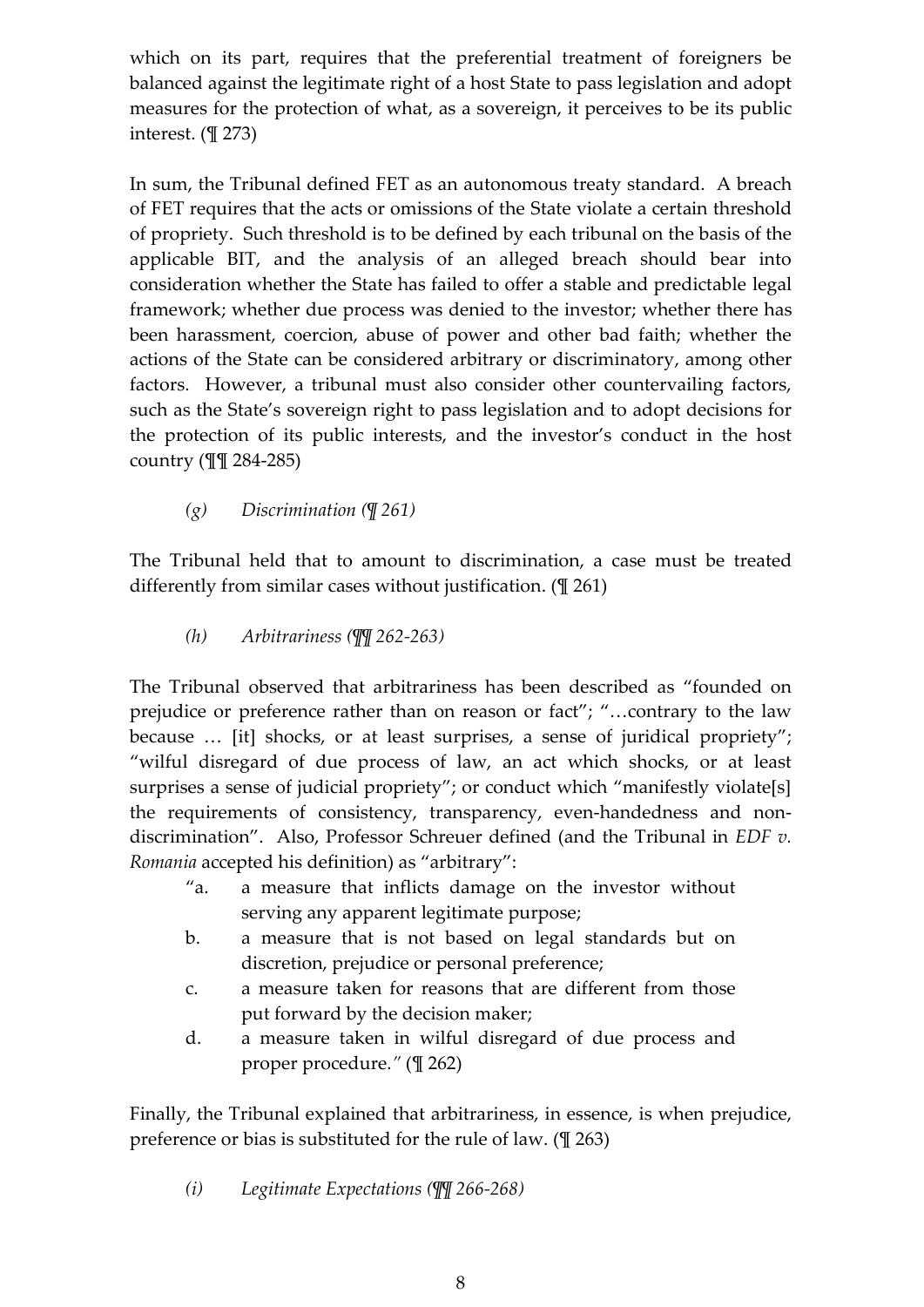which on its part, requires that the preferential treatment of foreigners be balanced against the legitimate right of a host State to pass legislation and adopt measures for the protection of what, as a sovereign, it perceives to be its public interest. (¶ 273)

In sum, the Tribunal defined FET as an autonomous treaty standard. A breach of FET requires that the acts or omissions of the State violate a certain threshold of propriety. Such threshold is to be defined by each tribunal on the basis of the applicable BIT, and the analysis of an alleged breach should bear into consideration whether the State has failed to offer a stable and predictable legal framework; whether due process was denied to the investor; whether there has been harassment, coercion, abuse of power and other bad faith; whether the actions of the State can be considered arbitrary or discriminatory, among other factors. However, a tribunal must also consider other countervailing factors, such as the State's sovereign right to pass legislation and to adopt decisions for the protection of its public interests, and the investor's conduct in the host country (¶¶ 284-285)

*(g) Discrimination (¶ 261)*

The Tribunal held that to amount to discrimination, a case must be treated differently from similar cases without justification. (¶ 261)

*(h) Arbitrariness (¶¶ 262-263)*

The Tribunal observed that arbitrariness has been described as "founded on prejudice or preference rather than on reason or fact"; "…contrary to the law because … [it] shocks, or at least surprises, a sense of juridical propriety"; "wilful disregard of due process of law, an act which shocks, or at least surprises a sense of judicial propriety"; or conduct which "manifestly violate[s] the requirements of consistency, transparency, even-handedness and non-discrimination". Also, Professor Schreuer defined (and the Tribunal in *EDF v. Romania* accepted his definition) as "arbitrary":

> "a. a measure that inflicts damage on the investor without serving any apparent legitimate purpose;
>
> b. a measure that is not based on legal standards but on discretion, prejudice or personal preference;
>
> c. a measure taken for reasons that are different from those put forward by the decision maker;
>
> d. a measure taken in wilful disregard of due process and proper procedure." (¶ 262)

Finally, the Tribunal explained that arbitrariness, in essence, is when prejudice, preference or bias is substituted for the rule of law. (¶ 263)

*(i) Legitimate Expectations (¶¶ 266-268)*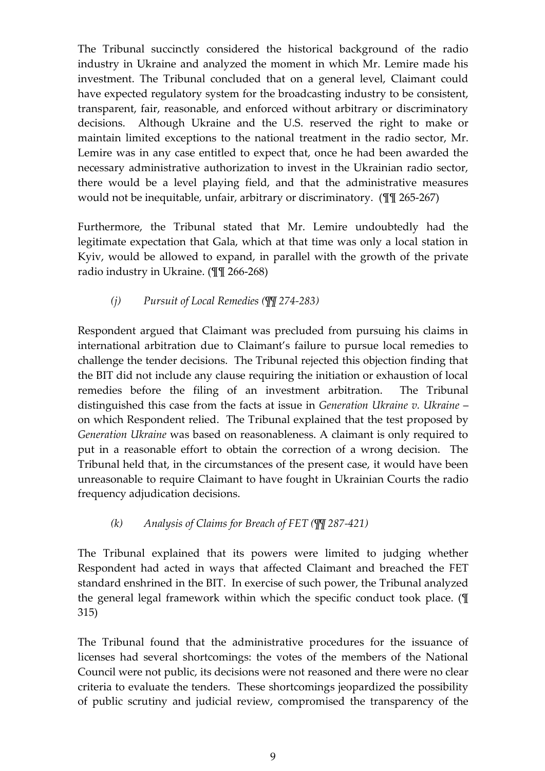The Tribunal succinctly considered the historical background of the radio industry in Ukraine and analyzed the moment in which Mr. Lemire made his investment. The Tribunal concluded that on a general level, Claimant could have expected regulatory system for the broadcasting industry to be consistent, transparent, fair, reasonable, and enforced without arbitrary or discriminatory decisions. Although Ukraine and the U.S. reserved the right to make or maintain limited exceptions to the national treatment in the radio sector, Mr. Lemire was in any case entitled to expect that, once he had been awarded the necessary administrative authorization to invest in the Ukrainian radio sector, there would be a level playing field, and that the administrative measures would not be inequitable, unfair, arbitrary or discriminatory. (¶¶ 265-267)

Furthermore, the Tribunal stated that Mr. Lemire undoubtedly had the legitimate expectation that Gala, which at that time was only a local station in Kyiv, would be allowed to expand, in parallel with the growth of the private radio industry in Ukraine. (¶¶ 266-268)

### *(j) Pursuit of Local Remedies (¶¶ 274-283)*

Respondent argued that Claimant was precluded from pursuing his claims in international arbitration due to Claimant's failure to pursue local remedies to challenge the tender decisions. The Tribunal rejected this objection finding that the BIT did not include any clause requiring the initiation or exhaustion of local remedies before the filing of an investment arbitration. The Tribunal distinguished this case from the facts at issue in *Generation Ukraine v. Ukraine* – on which Respondent relied. The Tribunal explained that the test proposed by *Generation Ukraine* was based on reasonableness. A claimant is only required to put in a reasonable effort to obtain the correction of a wrong decision. The Tribunal held that, in the circumstances of the present case, it would have been unreasonable to require Claimant to have fought in Ukrainian Courts the radio frequency adjudication decisions.

### *(k) Analysis of Claims for Breach of FET (¶¶ 287-421)*

The Tribunal explained that its powers were limited to judging whether Respondent had acted in ways that affected Claimant and breached the FET standard enshrined in the BIT. In exercise of such power, the Tribunal analyzed the general legal framework within which the specific conduct took place. (¶ 315)

The Tribunal found that the administrative procedures for the issuance of licenses had several shortcomings: the votes of the members of the National Council were not public, its decisions were not reasoned and there were no clear criteria to evaluate the tenders. These shortcomings jeopardized the possibility of public scrutiny and judicial review, compromised the transparency of the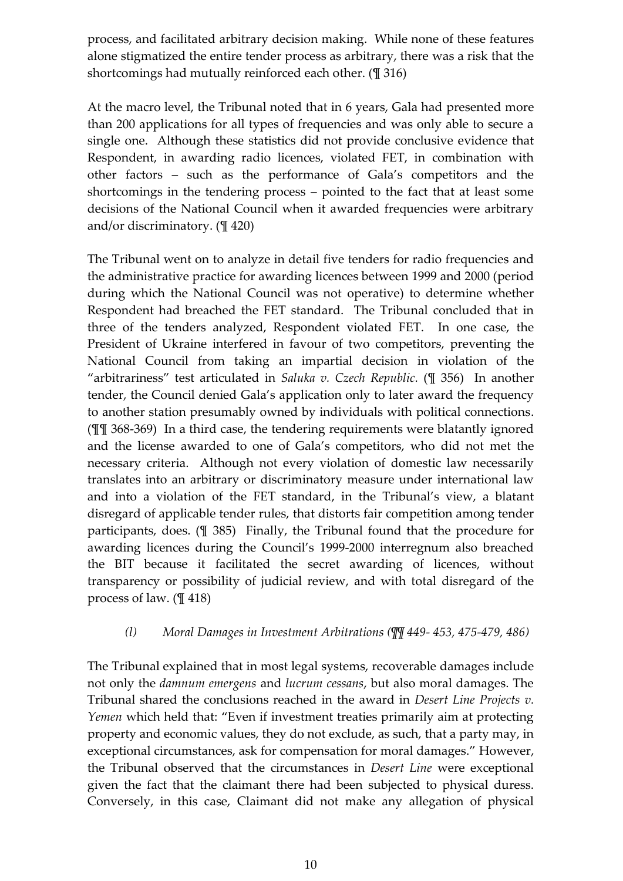process, and facilitated arbitrary decision making. While none of these features alone stigmatized the entire tender process as arbitrary, there was a risk that the shortcomings had mutually reinforced each other. (¶ 316)

At the macro level, the Tribunal noted that in 6 years, Gala had presented more than 200 applications for all types of frequencies and was only able to secure a single one. Although these statistics did not provide conclusive evidence that Respondent, in awarding radio licences, violated FET, in combination with other factors – such as the performance of Gala's competitors and the shortcomings in the tendering process – pointed to the fact that at least some decisions of the National Council when it awarded frequencies were arbitrary and/or discriminatory. (¶ 420)

The Tribunal went on to analyze in detail five tenders for radio frequencies and the administrative practice for awarding licences between 1999 and 2000 (period during which the National Council was not operative) to determine whether Respondent had breached the FET standard. The Tribunal concluded that in three of the tenders analyzed, Respondent violated FET. In one case, the President of Ukraine interfered in favour of two competitors, preventing the National Council from taking an impartial decision in violation of the "arbitrariness" test articulated in *Saluka v. Czech Republic.* (¶ 356) In another tender, the Council denied Gala's application only to later award the frequency to another station presumably owned by individuals with political connections. (¶¶ 368-369) In a third case, the tendering requirements were blatantly ignored and the license awarded to one of Gala's competitors, who did not met the necessary criteria. Although not every violation of domestic law necessarily translates into an arbitrary or discriminatory measure under international law and into a violation of the FET standard, in the Tribunal's view, a blatant disregard of applicable tender rules, that distorts fair competition among tender participants, does. (¶ 385) Finally, the Tribunal found that the procedure for awarding licences during the Council's 1999-2000 interregnum also breached the BIT because it facilitated the secret awarding of licences, without transparency or possibility of judicial review, and with total disregard of the process of law. (¶ 418)

#### *(l) Moral Damages in Investment Arbitrations (¶¶ 449- 453, 475-479, 486)*

The Tribunal explained that in most legal systems, recoverable damages include not only the *damnum emergens* and *lucrum cessans*, but also moral damages. The Tribunal shared the conclusions reached in the award in *Desert Line Projects v. Yemen* which held that: "Even if investment treaties primarily aim at protecting property and economic values, they do not exclude, as such, that a party may, in exceptional circumstances, ask for compensation for moral damages." However, the Tribunal observed that the circumstances in *Desert Line* were exceptional given the fact that the claimant there had been subjected to physical duress. Conversely, in this case, Claimant did not make any allegation of physical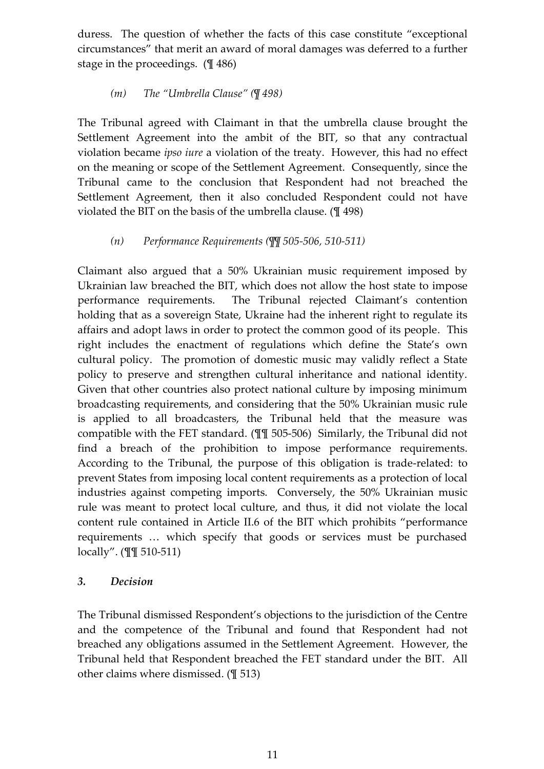duress. The question of whether the facts of this case constitute "exceptional circumstances" that merit an award of moral damages was deferred to a further stage in the proceedings. (¶ 486)

*(m) The "Umbrella Clause" (¶ 498)*

The Tribunal agreed with Claimant in that the umbrella clause brought the Settlement Agreement into the ambit of the BIT, so that any contractual violation became *ipso iure* a violation of the treaty. However, this had no effect on the meaning or scope of the Settlement Agreement. Consequently, since the Tribunal came to the conclusion that Respondent had not breached the Settlement Agreement, then it also concluded Respondent could not have violated the BIT on the basis of the umbrella clause. (¶ 498)

*(n) Performance Requirements (¶¶ 505-506, 510-511)*

Claimant also argued that a 50% Ukrainian music requirement imposed by Ukrainian law breached the BIT, which does not allow the host state to impose performance requirements. The Tribunal rejected Claimant's contention holding that as a sovereign State, Ukraine had the inherent right to regulate its affairs and adopt laws in order to protect the common good of its people. This right includes the enactment of regulations which define the State's own cultural policy. The promotion of domestic music may validly reflect a State policy to preserve and strengthen cultural inheritance and national identity. Given that other countries also protect national culture by imposing minimum broadcasting requirements, and considering that the 50% Ukrainian music rule is applied to all broadcasters, the Tribunal held that the measure was compatible with the FET standard. (¶¶ 505-506) Similarly, the Tribunal did not find a breach of the prohibition to impose performance requirements. According to the Tribunal, the purpose of this obligation is trade-related: to prevent States from imposing local content requirements as a protection of local industries against competing imports. Conversely, the 50% Ukrainian music rule was meant to protect local culture, and thus, it did not violate the local content rule contained in Article II.6 of the BIT which prohibits "performance requirements … which specify that goods or services must be purchased locally". (¶¶ 510-511)

### *3. Decision*

The Tribunal dismissed Respondent's objections to the jurisdiction of the Centre and the competence of the Tribunal and found that Respondent had not breached any obligations assumed in the Settlement Agreement. However, the Tribunal held that Respondent breached the FET standard under the BIT. All other claims where dismissed. (¶ 513)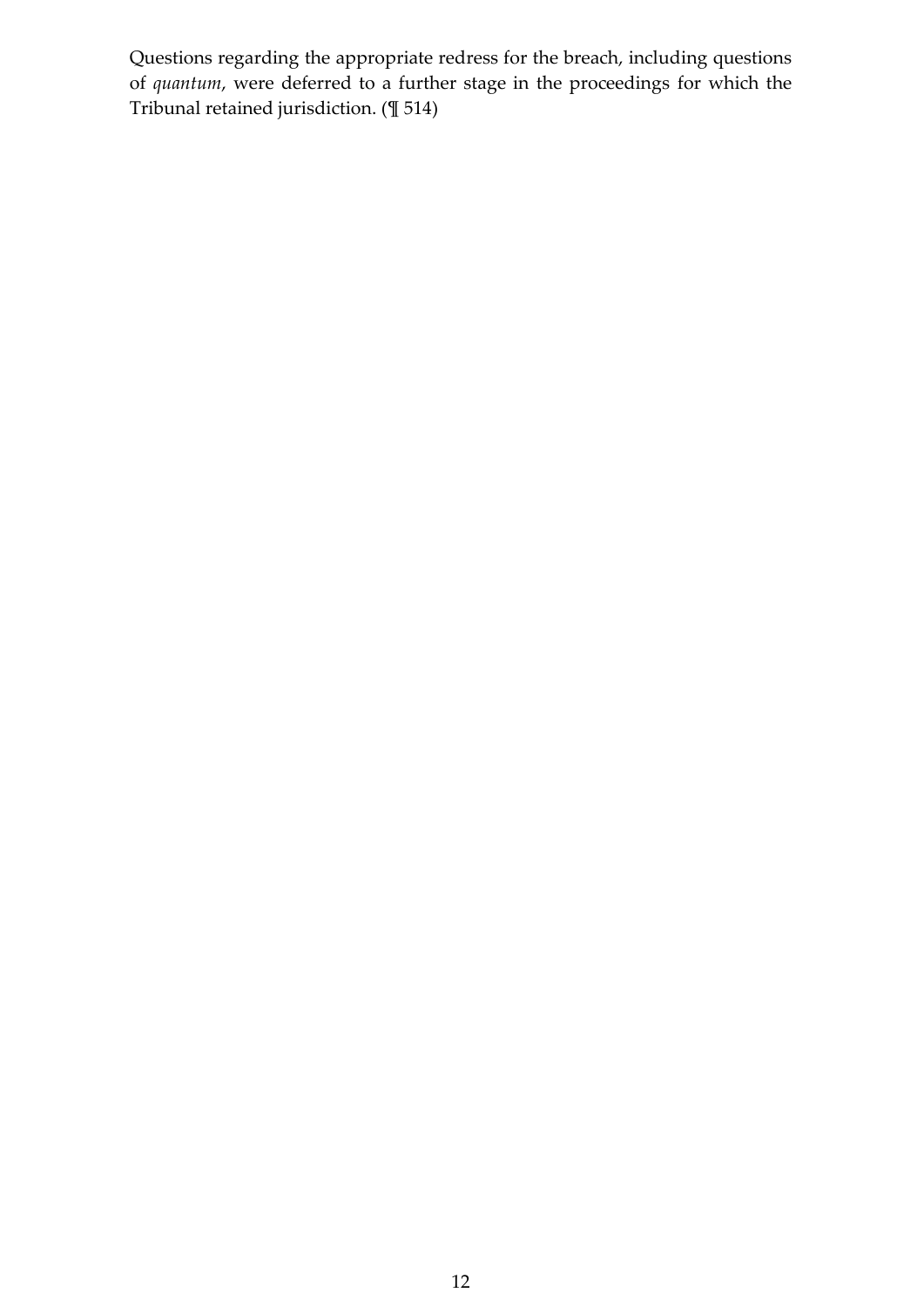Questions regarding the appropriate redress for the breach, including questions of *quantum*, were deferred to a further stage in the proceedings for which the Tribunal retained jurisdiction. (¶ 514)